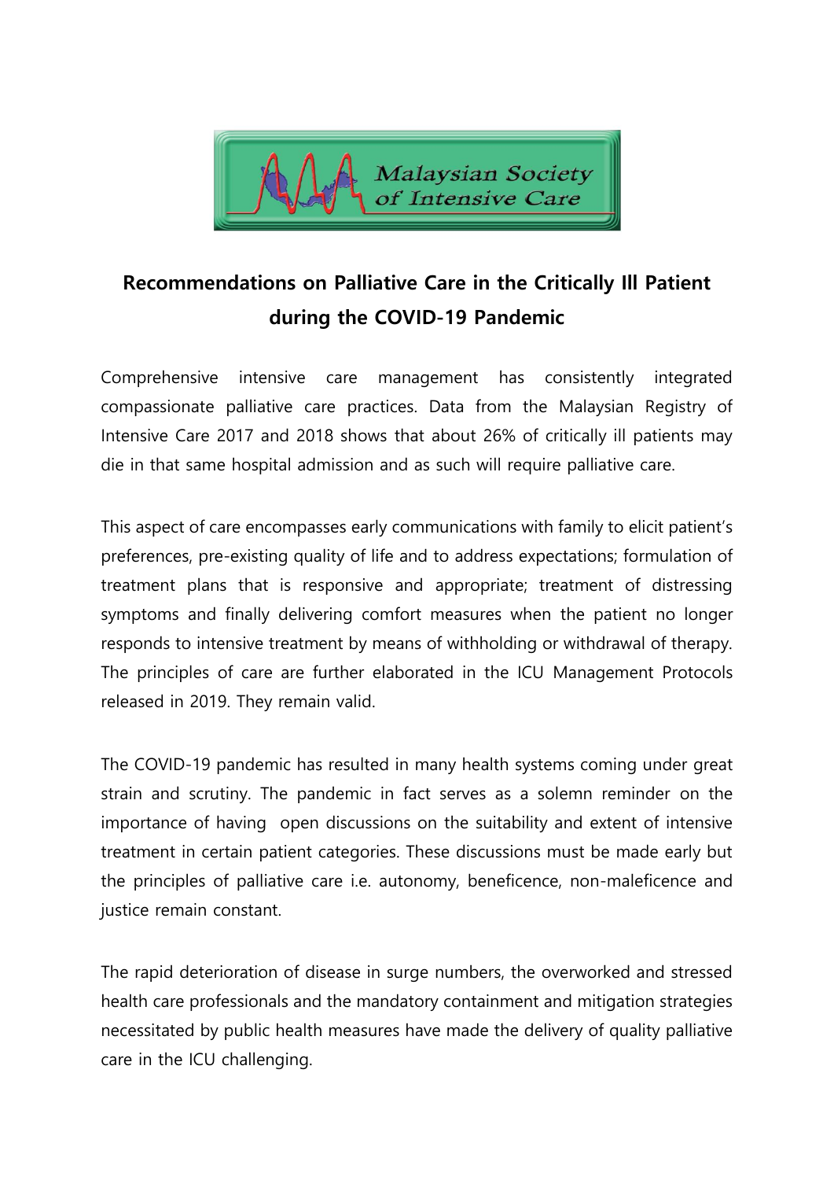# Recommendations on Palliative Care in the Critically Ill Patient during the COVID-19 Pandemic

Comprehensive intensive care management has consistently integrated compassionate palliative care practices. Data from the Malaysian Registry of Intensive Care 2017 and 2018 shows that about 26% of critically ill patients may die in that same hospital admission and as such will require palliative care.

This aspect of care encompasses early communications with family to elicit patient's preferences, pre-existing quality of life and to address expectations; formulation of treatment plans that is responsive and appropriate; treatment of distressing symptoms and finally delivering comfort measures when the patient no longer responds to intensive treatment by means of withholding or withdrawal of therapy. The principles of care are further elaborated in the ICU Management Protocols released in 2019. They remain valid.

The COVID-19 pandemic has resulted in many health systems coming under great strain and scrutiny. The pandemic in fact serves as a solemn reminder on the importance of having open discussions on the suitability and extent of intensive treatment in certain patient categories. These discussions must be made early but the principles of palliative care i.e. autonomy, beneficence, non-maleficence and justice remain constant.

The rapid deterioration of disease in surge numbers, the overworked and stressed health care professionals and the mandatory containment and mitigation strategies necessitated by public health measures have made the delivery of quality palliative care in the ICU challenging.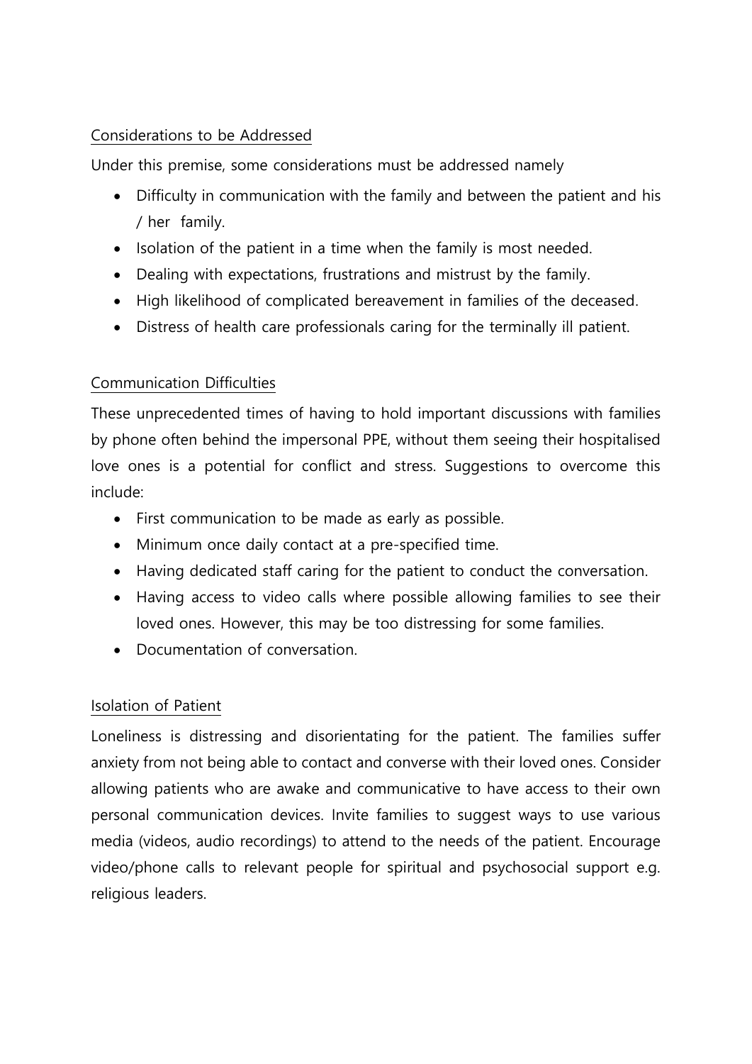## Considerations to be Addressed

Under this premise, some considerations must be addressed namely

- Difficulty in communication with the family and between the patient and his / her family.
- Isolation of the patient in a time when the family is most needed.
- Dealing with expectations, frustrations and mistrust by the family.
- High likelihood of complicated bereavement in families of the deceased.
- Distress of health care professionals caring for the terminally ill patient.

## Communication Difficulties

These unprecedented times of having to hold important discussions with families by phone often behind the impersonal PPE, without them seeing their hospitalised love ones is a potential for conflict and stress. Suggestions to overcome this include:

- First communication to be made as early as possible.
- Minimum once daily contact at a pre-specified time.
- Having dedicated staff caring for the patient to conduct the conversation.
- Having access to video calls where possible allowing families to see their loved ones. However, this may be too distressing for some families.
- Documentation of conversation.

## Isolation of Patient

Loneliness is distressing and disorientating for the patient. The families suffer anxiety from not being able to contact and converse with their loved ones. Consider allowing patients who are awake and communicative to have access to their own personal communication devices. Invite families to suggest ways to use various media (videos, audio recordings) to attend to the needs of the patient. Encourage video/phone calls to relevant people for spiritual and psychosocial support e.g. religious leaders.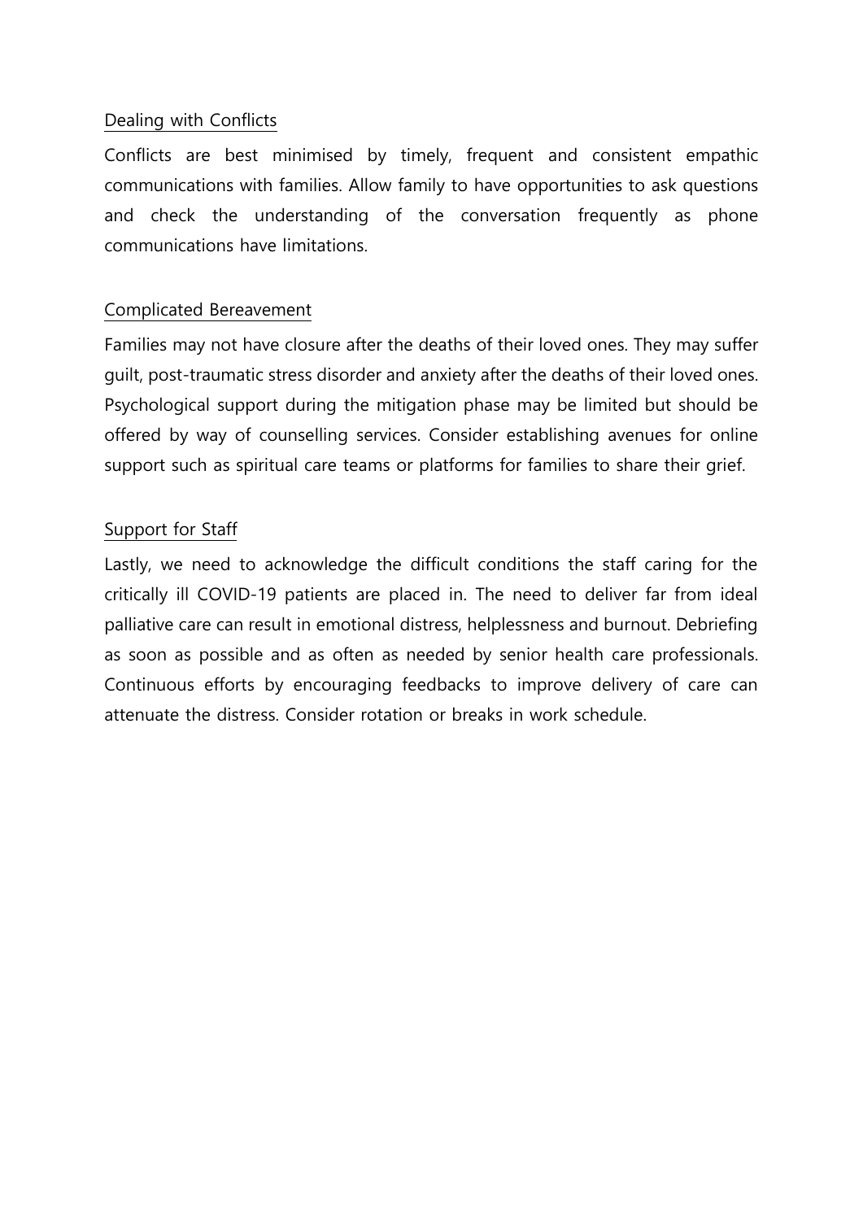Dealing with Conflicts

Conflicts are best minimised by timely, frequent and consistent empathic communications with families. Allow family to have opportunities to ask questions and check the understanding of the conversation frequently as phone communications have limitations.

Complicated Bereavement

Families may not have closure after the deaths of their loved ones. They may suffer guilt, post-traumatic stress disorder and anxiety after the deaths of their loved ones. Psychological support during the mitigation phase may be limited but should be offered by way of counselling services. Consider establishing avenues for online support such as spiritual care teams or platforms for families to share their grief.

Support for Staff

Lastly, we need to acknowledge the difficult conditions the staff caring for the critically ill COVID-19 patients are placed in. The need to deliver far from ideal palliative care can result in emotional distress, helplessness and burnout. Debriefing as soon as possible and as often as needed by senior health care professionals. Continuous efforts by encouraging feedbacks to improve delivery of care can attenuate the distress. Consider rotation or breaks in work schedule.